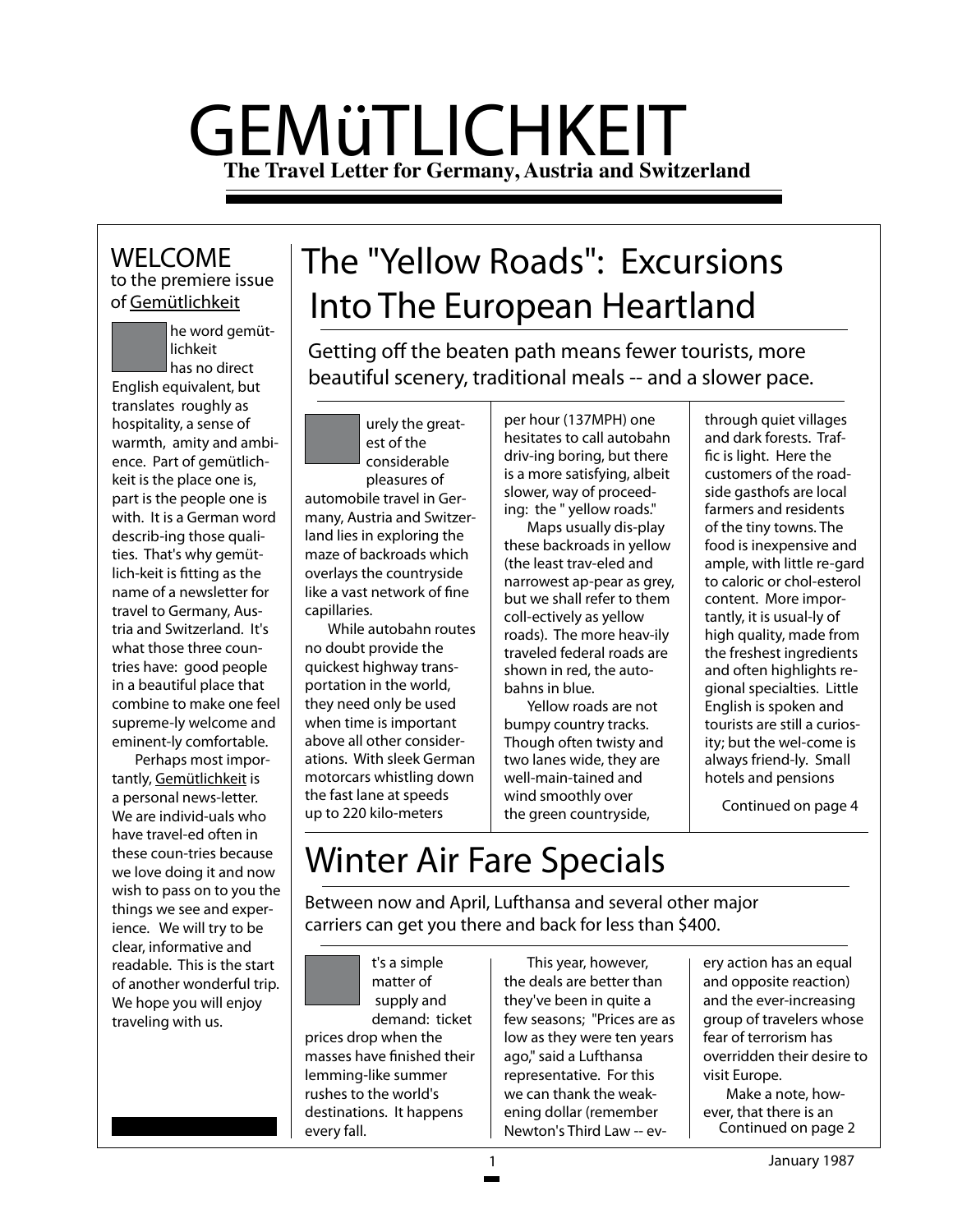// GEMüTLICHKEIT

**The Travel Letter for Germany, Austria and Switzerland**

## WELCOME

to the premiere issue of Gemütlichkeit

he word gemütlichkeit has no direct English equivalent, but translates roughly as hospitality, a sense of warmth, amity and ambience. Part of gemütlichkeit is the place one is, part is the people one is with. It is a German word describ-ing those qualities. That's why gemütlich-keit is fitting as the name of a newsletter for travel to Germany, Austria and Switzerland. It's what those three countries have: good people in a beautiful place that combine to make one feel supreme-ly welcome and eminent-ly comfortable.

Perhaps most importantly, Gemütlichkeit is a personal news-letter. We are individ-uals who have travel-ed often in these coun-tries because we love doing it and now wish to pass on to you the things we see and experience. We will try to be clear, informative and readable. This is the start of another wonderful trip. We hope you will enjoy traveling with us.

## The "Yellow Roads": Excursions Into The European Heartland

Getting off the beaten path means fewer tourists, more beautiful scenery, traditional meals -- and a slower pace.

urely the greatest of the considerable pleasures of automobile travel in Germany, Austria and Switzerland lies in exploring the maze of backroads which overlays the countryside like a vast network of fine capillaries.

While autobahn routes no doubt provide the quickest highway transportation in the world, they need only be used when time is important above all other considerations. With sleek German motorcars whistling down the fast lane at speeds up to 220 kilo-meters per hour (137MPH) one hesitates to call autobahn driv-ing boring, but there is a more satisfying, albeit slower, way of proceed-ing: the " yellow roads."

Maps usually dis-play these backroads in yellow (the least trav-eled and narrowest ap-pear as grey, but we shall refer to them coll-ectively as yellow roads). The more heav-ily traveled federal roads are shown in red, the auto-bahns in blue.

Yellow roads are not bumpy country tracks. Though often twisty and two lanes wide, they are well-main-tained and wind smoothly over the green countryside, through quiet villages and dark forests. Traffic is light. Here the customers of the roadside gasthofs are local farmers and residents of the tiny towns. The food is inexpensive and ample, with little re-gard to caloric or chol-esterol content. More importantly, it is usual-ly of high quality, made from the freshest ingredients and often highlights regional specialties. Little English is spoken and tourists are still a curiosity; but the wel-come is always friend-ly. Small hotels and pensions

Continued on page 4

## Winter Air Fare Specials

Between now and April, Lufthansa and several other major carriers can get you there and back for less than $400.

t's a simple matter of supply and demand: ticket prices drop when the masses have finished their lemming-like summer rushes to the world's destinations. It happens every fall.

This year, however, the deals are better than they've been in quite a few seasons; "Prices are as low as they were ten years ago," said a Lufthansa representative. For this we can thank the weakening dollar (remember Newton's Third Law -- every action has an equal and opposite reaction) and the ever-increasing group of travelers whose fear of terrorism has overridden their desire to visit Europe.

Make a note, however, that there is an

Continued on page 2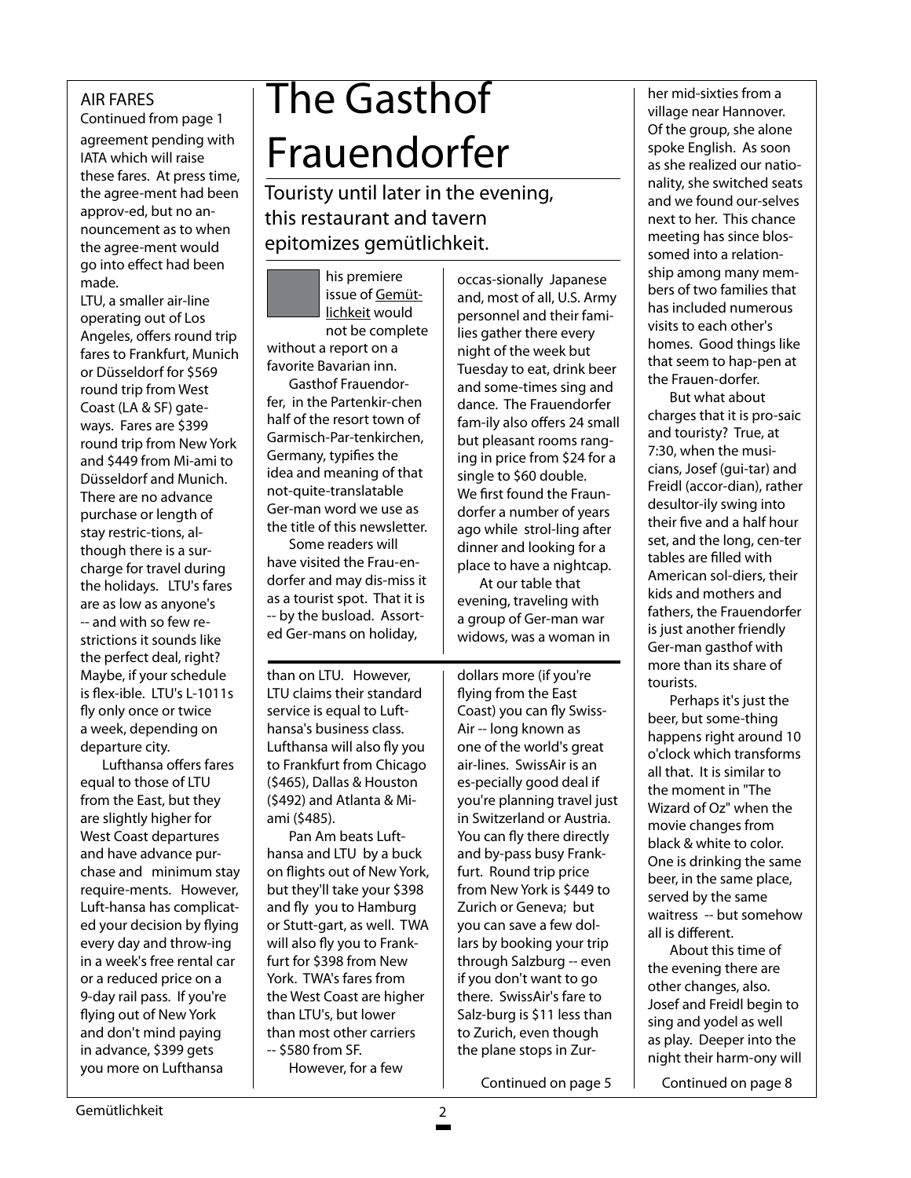## AIR FARES

Continued from page 1

agreement pending with IATA which will raise these fares. At press time, the agree-ment had been approv-ed, but no an-nouncement as to when the agree-ment would go into effect had been made.

LTU, a smaller air-line operating out of Los Angeles, offers round trip fares to Frankfurt, Munich or Düsseldorf for $569 round trip from West Coast (LA & SF) gate-ways. Fares are $399 round trip from New York and $449 from Mi-ami to Düsseldorf and Munich. There are no advance purchase or length of stay restric-tions, al-though there is a sur-charge for travel during the holidays. LTU's fares are as low as anyone's -- and with so few re-strictions it sounds like the perfect deal, right? Maybe, if your schedule is flex-ible. LTU's L-1011s fly only once or twice a week, depending on departure city.

Lufthansa offers fares equal to those of LTU from the East, but they are slightly higher for West Coast departures and have advance pur-chase and minimum stay require-ments. However, Luft-hansa has complicat-ed your decision by flying every day and throw-ing in a week's free rental car or a reduced price on a 9-day rail pass. If you're flying out of New York and don't mind paying in advance, $399 gets you more on Lufthansa than on LTU. However, LTU claims their standard service is equal to Luft-hansa's business class. Lufthansa will also fly you to Frankfurt from Chicago ($465), Dallas & Houston ($492) and Atlanta & Mi-ami ($485).

Pan Am beats Luft-hansa and LTU by a buck on flights out of New York, but they'll take your $398 and fly you to Hamburg or Stutt-gart, as well. TWA will also fly you to Frank-furt for $398 from New York. TWA's fares from the West Coast are higher than LTU's, but lower than most other carriers -- $580 from SF.

However, for a few dollars more (if you're flying from the East Coast) you can fly Swiss-Air -- long known as one of the world's great air-lines. SwissAir is an es-pecially good deal if you're planning travel just in Switzerland or Austria. You can fly there directly and by-pass busy Frank-furt. Round trip price from New York is $449 to Zurich or Geneva; but you can save a few dol-lars by booking your trip through Salzburg -- even if you don't want to go there. SwissAir's fare to Salz-burg is $11 less than to Zurich, even though the plane stops in Zur-

Continued on page 5

# The Gasthof Frauendorfer

Touristy until later in the evening, this restaurant and tavern epitomizes gemütlichkeit.

This premiere issue of Gemüt-lichkeit would not be complete without a report on a favorite Bavarian inn.

Gasthof Frauendor-fer, in the Partenkir-chen half of the resort town of Garmisch-Par-tenkirchen, Germany, typifies the idea and meaning of that not-quite-translatable Ger-man word we use as the title of this newsletter.

Some readers will have visited the Frau-en-dorfer and may dis-miss it as a tourist spot. That it is -- by the busload. Assort-ed Ger-mans on holiday, occas-sionally Japanese and, most of all, U.S. Army personnel and their fami-lies gather there every night of the week but Tuesday to eat, drink beer and some-times sing and dance. The Frauendorfer fam-ily also offers 24 small but pleasant rooms rang-ing in price from $24 for a single to $60 double. We first found the Fraun-dorfer a number of years ago while strol-ling after dinner and looking for a place to have a nightcap.

At our table that evening, traveling with a group of Ger-man war widows, was a woman in her mid-sixties from a village near Hannover. Of the group, she alone spoke English. As soon as she realized our natio-nality, she switched seats and we found our-selves next to her. This chance meeting has since blos-somed into a relation-ship among many mem-bers of two families that has included numerous visits to each other's homes. Good things like that seem to hap-pen at the Frauen-dorfer.

But what about charges that it is pro-saic and touristy? True, at 7:30, when the musi-cians, Josef (gui-tar) and Freidl (accor-dian), rather desultor-ily swing into their five and a half hour set, and the long, cen-ter tables are filled with American sol-diers, their kids and mothers and fathers, the Frauendorfer is just another friendly Ger-man gasthof with more than its share of tourists.

Perhaps it's just the beer, but some-thing happens right around 10 o'clock which transforms all that. It is similar to the moment in "The Wizard of Oz" when the movie changes from black & white to color. One is drinking the same beer, in the same place, served by the same waitress -- but somehow all is different.

About this time of the evening there are other changes, also. Josef and Freidl begin to sing and yodel as well as play. Deeper into the night their harm-ony will

Continued on page 8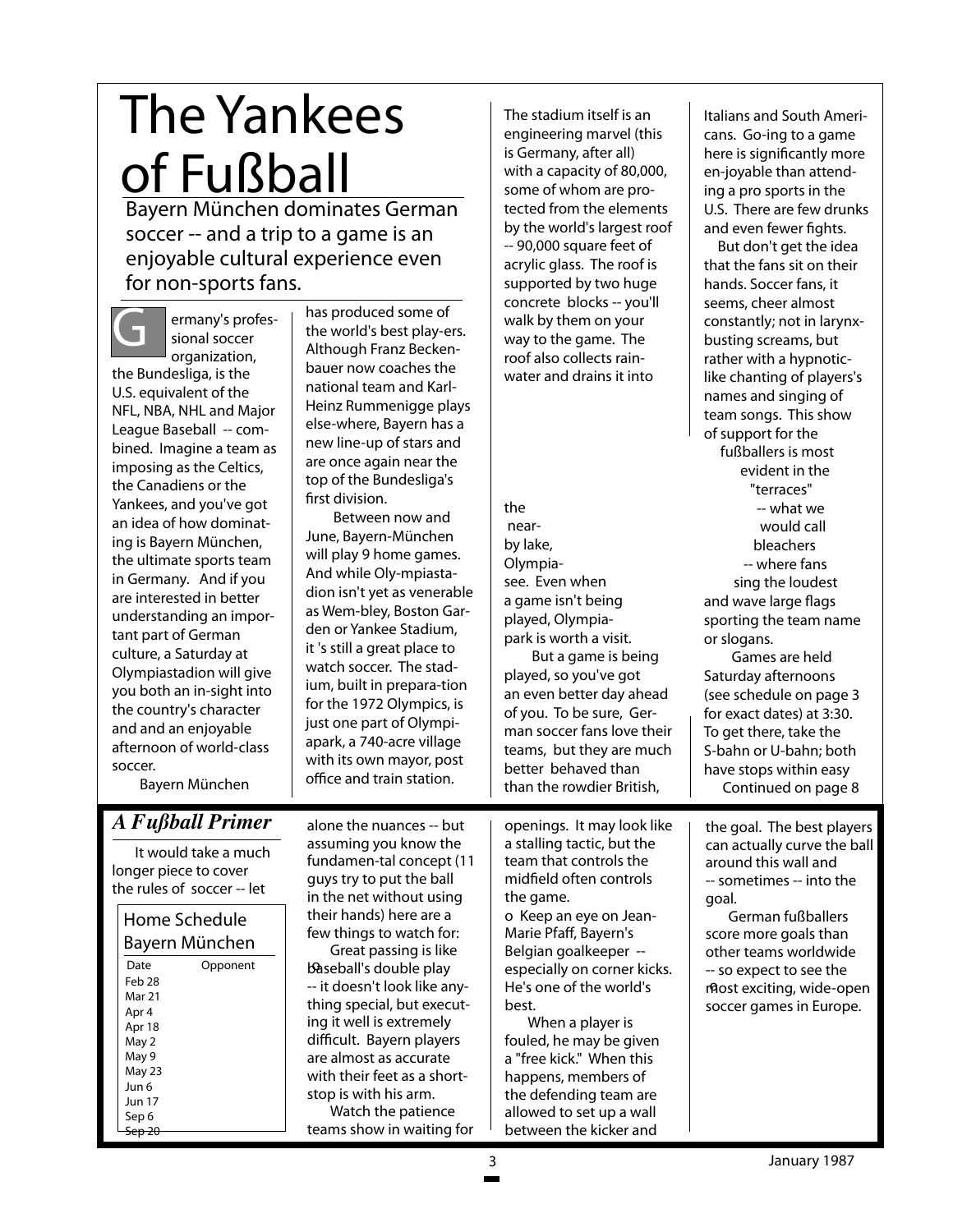# The Yankees of Fußball

## Bayern München dominates German soccer -- and a trip to a game is an enjoyable cultural experience even for non-sports fans.

Germany's professional soccer organization, the Bundesliga, is the U.S. equivalent of the NFL, NBA, NHL and Major League Baseball -- combined. Imagine a team as imposing as the Celtics, the Canadiens or the Yankees, and you've got an idea of how dominating is Bayern München, the ultimate sports team in Germany. And if you are interested in better understanding an important part of German culture, a Saturday at Olympiastadion will give you both an in-sight into the country's character and and an enjoyable afternoon of world-class soccer.

Bayern München has produced some of the world's best play-ers. Although Franz Beckenbauer now coaches the national team and Karl-Heinz Rummenigge plays else-where, Bayern has a new line-up of stars and are once again near the top of the Bundesliga's first division.

Between now and June, Bayern-München will play 9 home games. And while Oly-mpiastadion isn't yet as venerable as Wem-bley, Boston Garden or Yankee Stadium, it 's still a great place to watch soccer. The stadium, built in prepara-tion for the 1972 Olympics, is just one part of Olympiapark, a 740-acre village with its own mayor, post office and train station.

The stadium itself is an engineering marvel (this is Germany, after all) with a capacity of 80,000, some of whom are protected from the elements by the world's largest roof -- 90,000 square feet of acrylic glass. The roof is supported by two huge concrete blocks -- you'll walk by them on your way to the game. The roof also collects rainwater and drains it into the nearby lake, Olympiasee. Even when a game isn't being played, Olympiapark is worth a visit.

But a game is being played, so you've got an even better day ahead of you. To be sure, German soccer fans love their teams, but they are much better behaved than than the rowdier British, Italians and South Americans. Go-ing to a game here is significantly more en-joyable than attending a pro sports in the U.S. There are few drunks and even fewer fights.

But don't get the idea that the fans sit on their hands. Soccer fans, it seems, cheer almost constantly; not in larynx-busting screams, but rather with a hypnotic-like chanting of players's names and singing of team songs. This show of support for the fußballers is most evident in the "terraces" -- what we would call bleachers -- where fans sing the loudest and wave large flags sporting the team name or slogans.

Games are held Saturday afternoons (see schedule on page 3 for exact dates) at 3:30. To get there, take the S-bahn or U-bahn; both have stops within easy

Continued on page 8

## *A Fußball Primer*

It would take a much longer piece to cover the rules of soccer -- let alone the nuances -- but assuming you know the fundamen-tal concept (11 guys try to put the ball in the net without using their hands) here are a few things to watch for:

Great passing is like baseball's double play -- it doesn't look like anything special, but executing it well is extremely difficult. Bayern players are almost as accurate with their feet as a shortstop is with his arm.

Watch the patience teams show in waiting for openings. It may look like a stalling tactic, but the team that controls the midfield often controls the game.

o Keep an eye on Jean-Marie Pfaff, Bayern's Belgian goalkeeper -- especially on corner kicks. He's one of the world's best.

When a player is fouled, he may be given a "free kick." When this happens, members of the defending team are allowed to set up a wall between the kicker and the goal. The best players can actually curve the ball around this wall and -- sometimes -- into the goal.

German fußballers score more goals than other teams worldwide -- so expect to see the most exciting, wide-open soccer games in Europe.

**Home Schedule Bayern München**

| Date | Opponent |
|---|---|
| Feb 28 | |
| Mar 21 | |
| Apr 4 | |
| Apr 18 | |
| May 2 | |
| May 9 | |
| May 23 | |
| Jun 6 | |
| Jun 17 | |
| Sep 6 | |
| Sep 20 | |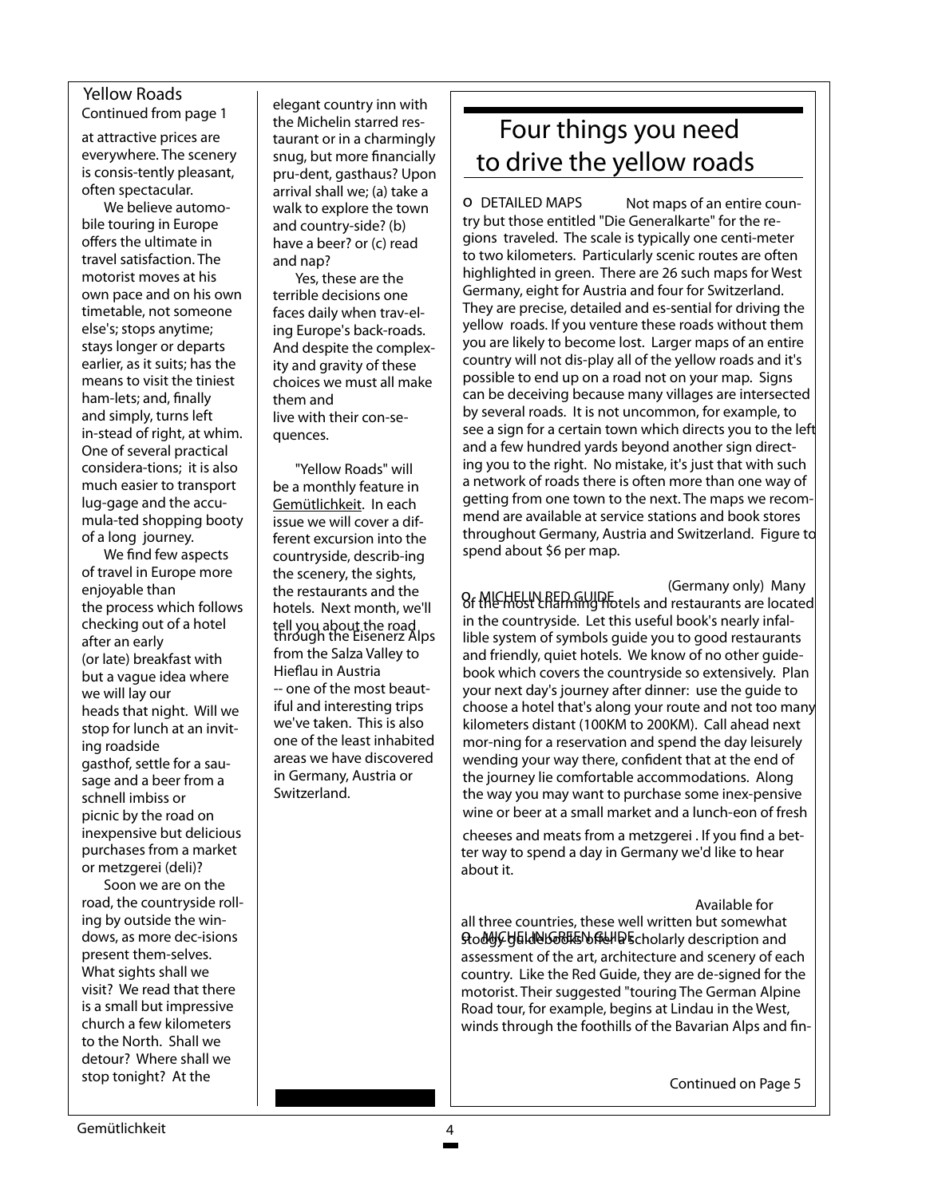## Yellow Roads

Continued from page 1

at attractive prices are everywhere. The scenery is consis-tently pleasant, often spectacular.

We believe automobile touring in Europe offers the ultimate in travel satisfaction. The motorist moves at his own pace and on his own timetable, not someone else's; stops anytime; stays longer or departs earlier, as it suits; has the means to visit the tiniest ham-lets; and, finally and simply, turns left in-stead of right, at whim. One of several practical considera-tions; it is also much easier to transport lug-gage and the accu-mula-ted shopping booty of a long journey.

We find few aspects of travel in Europe more enjoyable than the process which follows checking out of a hotel after an early (or late) breakfast with but a vague idea where we will lay our heads that night. Will we stop for lunch at an inviting roadside gasthof, settle for a sausage and a beer from a schnell imbiss or picnic by the road on inexpensive but delicious purchases from a market or metzgerei (deli)?

Soon we are on the road, the countryside rolling by outside the windows, as more dec-isions present them-selves. What sights shall we visit? We read that there is a small but impressive church a few kilometers to the North. Shall we detour? Where shall we stop tonight? At the elegant country inn with the Michelin starred res-taurant or in a charmingly snug, but more financially pru-dent, gasthaus? Upon arrival shall we; (a) take a walk to explore the town and country-side? (b) have a beer? or (c) read and nap?

Yes, these are the terrible decisions one faces daily when trav-el-ing Europe's back-roads. And despite the complexity and gravity of these choices we must all make them and live with their con-se-quences.

"Yellow Roads" will be a monthly feature in Gemütlichkeit. In each issue we will cover a different excursion into the countryside, describ-ing the scenery, the sights, the restaurants and the hotels. Next month, we'll tell you about the road through the Eisenerz Alps from the Salza Valley to Hieflau in Austria -- one of the most beautiful and interesting trips we've taken. This is also one of the least inhabited areas we have discovered in Germany, Austria or Switzerland.

## Four things you need to drive the yellow roads

o DETAILED MAPS Not maps of an entire country but those entitled "Die Generalkarte" for the regions traveled. The scale is typically one centi-meter to two kilometers. Particularly scenic routes are often highlighted in green. There are 26 such maps for West Germany, eight for Austria and four for Switzerland. They are precise, detailed and es-sential for driving the yellow roads. If you venture these roads without them you are likely to become lost. Larger maps of an entire country will not dis-play all of the yellow roads and it's possible to end up on a road not on your map. Signs can be deceiving because many villages are intersected by several roads. It is not uncommon, for example, to see a sign for a certain town which directs you to the left and a few hundred yards beyond another sign directing you to the right. No mistake, it's just that with such a network of roads there is often more than one way of getting from one town to the next. The maps we recommend are available at service stations and book stores throughout Germany, Austria and Switzerland. Figure to spend about $6 per map.

o MICHELIN RED GUIDE (Germany only) Many of the most charming hotels and restaurants are located in the countryside. Let this useful book's nearly infallible system of symbols guide you to good restaurants and friendly, quiet hotels. We know of no other guidebook which covers the countryside so extensively. Plan your next day's journey after dinner: use the guide to choose a hotel that's along your route and not too many kilometers distant (100KM to 200KM). Call ahead next mor-ning for a reservation and spend the day leisurely wending your way there, confident that at the end of the journey lie comfortable accommodations. Along the way you may want to purchase some inex-pensive wine or beer at a small market and a lunch-eon of fresh cheeses and meats from a metzgerei . If you find a better way to spend a day in Germany we'd like to hear about it.

o MICHELIN GREEN GUIDE Available for all three countries, these well written but somewhat stodgy guidebooks offer a scholarly description and assessment of the art, architecture and scenery of each country. Like the Red Guide, they are de-signed for the motorist. Their suggested "touring The German Alpine Road tour, for example, begins at Lindau in the West, winds through the foothills of the Bavarian Alps and fin-

Continued on Page 5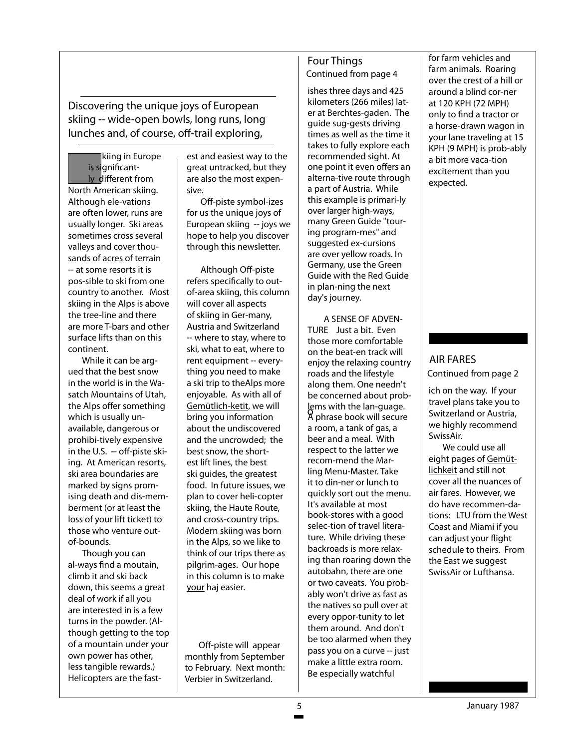## Discovering the unique joys of European skiing -- wide-open bowls, long runs, long lunches and, of course, off-trail exploring,

Skiing in Europe is significant-ly different from North American skiing. Although ele-vations are often lower, runs are usually longer. Ski areas sometimes cross several valleys and cover thou-sands of acres of terrain -- at some resorts it is pos-sible to ski from one country to another. Most skiing in the Alps is above the tree-line and there are more T-bars and other surface lifts than on this continent.

While it can be arg-ued that the best snow in the world is in the Wa-satch Mountains of Utah, the Alps offer something which is usually un-available, dangerous or prohibi-tively expensive in the U.S. -- off-piste ski-ing. At American resorts, ski area boundaries are marked by signs prom-ising death and dis-mem-berment (or at least the loss of your lift ticket) to those who venture out-of-bounds.

Though you can al-ways find a moutain, climb it and ski back down, this seems a great deal of work if all you are interested in is a few turns in the powder. (Al-though getting to the top of a mountain under your own power has other, less tangible rewards.) Helicopters are the fast-est and easiest way to the great untracked, but they are also the most expen-sive.

Off-piste symbol-izes for us the unique joys of European skiing -- joys we hope to help you discover through this newsletter.

Although Off-piste refers specifically to out-of-area skiing, this column will cover all aspects of skiing in Ger-many, Austria and Switzerland -- where to stay, where to ski, what to eat, where to rent equipment -- every-thing you need to make a ski trip to theAlps more enjoyable. As with all of Gemütlich-ketit, we will bring you information about the undiscovered and the uncrowded; the best snow, the short-est lift lines, the best ski guides, the greatest food. In future issues, we plan to cover heli-copter skiing, the Haute Route, and cross-country trips. Modern skiing was born in the Alps, so we like to think of our trips there as pilgrim-ages. Our hope in this column is to make your haj easier.

Off-piste will appear monthly from September to February. Next month: Verbier in Switzerland.

## Four Things

Continued from page 4

ishes three days and 425 kilometers (266 miles) lat-er at Berchtes-gaden. The guide sug-gests driving times as well as the time it takes to fully explore each recommended sight. At one point it even offers an alterna-tive route through a part of Austria. While this example is primari-ly over larger high-ways, many Green Guide "tour-ing program-mes" and suggested ex-cursions are over yellow roads. In Germany, use the Green Guide with the Red Guide in plan-ning the next day's journey.

A SENSE OF ADVEN-TURE Just a bit. Even those more comfortable on the beat-en track will enjoy the relaxing country roads and the lifestyle along them. One needn't be concerned about prob-lems with the lan-guage. A phrase book will secure a room, a tank of gas, a beer and a meal. With respect to the latter we recom-mend the Mar-ling Menu-Master. Take it to din-ner or lunch to quickly sort out the menu. It's available at most book-stores with a good selec-tion of travel litera-ture. While driving these backroads is more relax-ing than roaring down the autobahn, there are one or two caveats. You prob-ably won't drive as fast as the natives so pull over at every oppor-tunity to let them around. And don't be too alarmed when they pass you on a curve -- just make a little extra room. Be especially watchful for farm vehicles and farm animals. Roaring over the crest of a hill or around a blind cor-ner at 120 KPH (72 MPH) only to find a tractor or a horse-drawn wagon in your lane traveling at 15 KPH (9 MPH) is prob-ably a bit more vaca-tion excitement than you expected.

## AIR FARES

Continued from page 2

ich on the way. If your travel plans take you to Switzerland or Austria, we highly recommend SwissAir.

We could use all eight pages of Gemüt-lichkeit and still not cover all the nuances of air fares. However, we do have recommen-da-tions: LTU from the West Coast and Miami if you can adjust your flight schedule to theirs. From the East we suggest SwissAir or Lufthansa.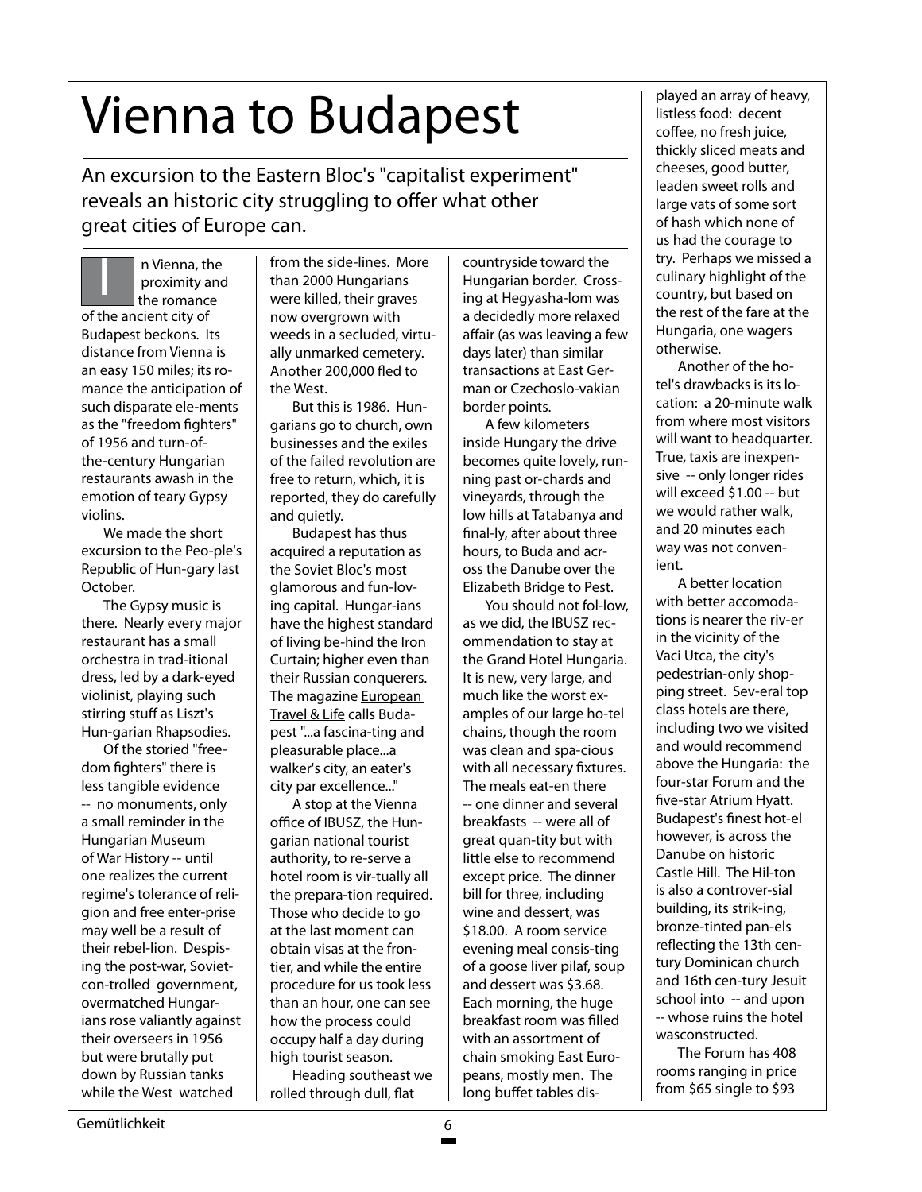# Vienna to Budapest

An excursion to the Eastern Bloc's "capitalist experiment" reveals an historic city struggling to offer what other great cities of Europe can.

In Vienna, the proximity and the romance of the ancient city of Budapest beckons. Its distance from Vienna is an easy 150 miles; its romance the anticipation of such disparate ele-ments as the "freedom fighters" of 1956 and turn-of-the-century Hungarian restaurants awash in the emotion of teary Gypsy violins.

We made the short excursion to the Peo-ple's Republic of Hun-gary last October.

The Gypsy music is there. Nearly every major restaurant has a small orchestra in trad-itional dress, led by a dark-eyed violinist, playing such stirring stuff as Liszt's Hun-garian Rhapsodies.

Of the storied "free-dom fighters" there is less tangible evidence -- no monuments, only a small reminder in the Hungarian Museum of War History -- until one realizes the current regime's tolerance of reli-gion and free enter-prise may well be a result of their rebel-lion. Despis-ing the post-war, Soviet-con-trolled government, overmatched Hungar-ians rose valiantly against their overseers in 1956 but were brutally put down by Russian tanks while the West watched from the side-lines. More than 2000 Hungarians were killed, their graves now overgrown with weeds in a secluded, virtu-ally unmarked cemetery. Another 200,000 fled to the West.

But this is 1986. Hun-garians go to church, own businesses and the exiles of the failed revolution are free to return, which, it is reported, they do carefully and quietly.

Budapest has thus acquired a reputation as the Soviet Bloc's most glamorous and fun-lov-ing capital. Hungar-ians have the highest standard of living be-hind the Iron Curtain; higher even than their Russian conquerers. The magazine European Travel & Life calls Buda-pest "...a fascina-ting and pleasurable place...a walker's city, an eater's city par excellence..."

A stop at the Vienna office of IBUSZ, the Hun-garian national tourist authority, to re-serve a hotel room is vir-tually all the prepara-tion required. Those who decide to go at the last moment can obtain visas at the fron-tier, and while the entire procedure for us took less than an hour, one can see how the process could occupy half a day during high tourist season.

Heading southeast we rolled through dull, flat countryside toward the Hungarian border. Cross-ing at Hegyasha-lom was a decidedly more relaxed affair (as was leaving a few days later) than similar transactions at East Ger-man or Czechoslo-vakian border points.

A few kilometers inside Hungary the drive becomes quite lovely, run-ning past or-chards and vineyards, through the low hills at Tatabanya and final-ly, after about three hours, to Buda and acr-oss the Danube over the Elizabeth Bridge to Pest.

You should not fol-low, as we did, the IBUSZ rec-ommendation to stay at the Grand Hotel Hungaria. It is new, very large, and much like the worst ex-amples of our large ho-tel chains, though the room was clean and spa-cious with all necessary fixtures. The meals eat-en there -- one dinner and several breakfasts -- were all of great quan-tity but with little else to recommend except price. The dinner bill for three, including wine and dessert, was $18.00. A room service evening meal consis-ting of a goose liver pilaf, soup and dessert was $3.68. Each morning, the huge breakfast room was filled with an assortment of chain smoking East Euro-peans, mostly men. The long buffet tables dis-played an array of heavy, listless food: decent coffee, no fresh juice, thickly sliced meats and cheeses, good butter, leaden sweet rolls and large vats of some sort of hash which none of us had the courage to try. Perhaps we missed a culinary highlight of the country, but based on the rest of the fare at the Hungaria, one wagers otherwise.

Another of the ho-tel's drawbacks is its lo-cation: a 20-minute walk from where most visitors will want to headquarter. True, taxis are inexpen-sive -- only longer rides will exceed $1.00 -- but we would rather walk, and 20 minutes each way was not conven-ient.

A better location with better accomoda-tions is nearer the riv-er in the vicinity of the Vaci Utca, the city's pedestrian-only shop-ping street. Sev-eral top class hotels are there, including two we visited and would recommend above the Hungaria: the four-star Forum and the five-star Atrium Hyatt. Budapest's finest hot-el however, is across the Danube on historic Castle Hill. The Hil-ton is also a controver-sial building, its strik-ing, bronze-tinted pan-els reflecting the 13th cen-tury Dominican church and 16th cen-tury Jesuit school into -- and upon -- whose ruins the hotel wasconstructed.

The Forum has 408 rooms ranging in price from $65 single to $93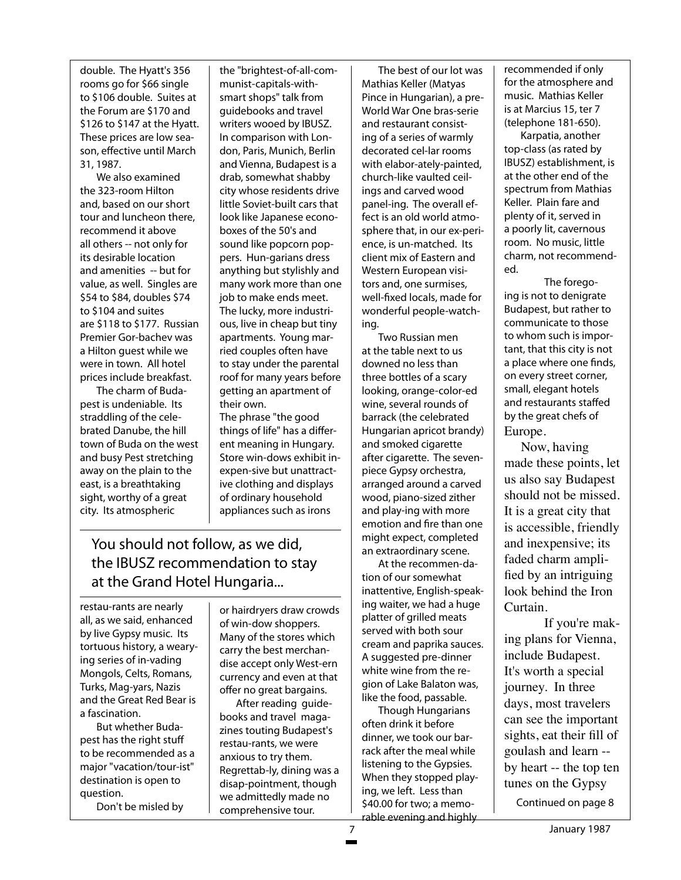double. The Hyatt's 356 rooms go for $66 single to $106 double. Suites at the Forum are $170 and $126 to $147 at the Hyatt. These prices are low season, effective until March 31, 1987.

We also examined the 323-room Hilton and, based on our short tour and luncheon there, recommend it above all others -- not only for its desirable location and amenities -- but for value, as well. Singles are $54 to $84, doubles $74 to $104 and suites are $118 to $177. Russian Premier Gorbachev was a Hilton guest while we were in town. All hotel prices include breakfast.

The charm of Budapest is undeniable. Its straddling of the celebrated Danube, the hill town of Buda on the west and busy Pest stretching away on the plain to the east, is a breathtaking sight, worthy of a great city. Its atmospheric restaurants are nearly all, as we said, enhanced by live Gypsy music. Its tortuous history, a wearying series of invading Mongols, Celts, Romans, Turks, Magyars, Nazis and the Great Red Bear is a fascination.

But whether Budapest has the right stuff to be recommended as a major "vacation/tourist" destination is open to question.

Don't be misled by the "brightest-of-all-communist-capitals-with-smart shops" talk from guidebooks and travel writers wooed by IBUSZ. In comparison with London, Paris, Munich, Berlin and Vienna, Budapest is a drab, somewhat shabby city whose residents drive little Soviet-built cars that look like Japanese econoboxes of the 50's and sound like popcorn poppers. Hungarians dress anything but stylishly and many work more than one job to make ends meet. The lucky, more industrious, live in cheap but tiny apartments. Young married couples often have to stay under the parental roof for many years before getting an apartment of their own.

The phrase "the good things of life" has a different meaning in Hungary. Store windows exhibit inexpensive but unattractive clothing and displays of ordinary household appliances such as irons or hairdryers draw crowds of window shoppers. Many of the stores which carry the best merchandise accept only Western currency and even at that offer no great bargains.

After reading guidebooks and travel magazines touting Budapest's restaurants, we were anxious to try them. Regrettably, dining was a disappointment, though we admittedly made no comprehensive tour.

> You should not follow, as we did, the IBUSZ recommendation to stay at the Grand Hotel Hungaria...

The best of our lot was Mathias Keller (Matyas Pince in Hungarian), a pre-World War One brasserie and restaurant consisting of a series of warmly decorated cellar rooms with elaborately-painted, church-like vaulted ceilings and carved wood paneling. The overall effect is an old world atmosphere that, in our experience, is unmatched. Its client mix of Eastern and Western European visitors and, one surmises, well-fixed locals, made for wonderful people-watching.

Two Russian men at the table next to us downed no less than three bottles of a scary looking, orange-colored wine, several rounds of barrack (the celebrated Hungarian apricot brandy) and smoked cigarette after cigarette. The seven-piece Gypsy orchestra, arranged around a carved wood, piano-sized zither and playing with more emotion and fire than one might expect, completed an extraordinary scene.

At the recommendation of our somewhat inattentive, English-speaking waiter, we had a huge platter of grilled meats served with both sour cream and paprika sauces. A suggested pre-dinner white wine from the region of Lake Balaton was, like the food, passable.

Though Hungarians often drink it before dinner, we took our barrack after the meal while listening to the Gypsies. When they stopped playing, we left. Less than $40.00 for two; a memorable evening and highly recommended if only for the atmosphere and music. Mathias Keller is at Marcius 15, ter 7 (telephone 181-650).

Karpatia, another top-class (as rated by IBUSZ) establishment, is at the other end of the spectrum from Mathias Keller. Plain fare and plenty of it, served in a poorly lit, cavernous room. No music, little charm, not recommended.

The foregoing is not to denigrate Budapest, but rather to communicate to those to whom such is important, that this city is not a place where one finds, on every street corner, small, elegant hotels and restaurants staffed by the great chefs of Europe.

Now, having made these points, let us also say Budapest should not be missed. It is a great city that is accessible, friendly and inexpensive; its faded charm amplified by an intriguing look behind the Iron Curtain.

If you're making plans for Vienna, include Budapest. It's worth a special journey. In three days, most travelers can see the important sights, eat their fill of goulash and learn -- by heart -- the top ten tunes on the Gypsy

Continued on page 8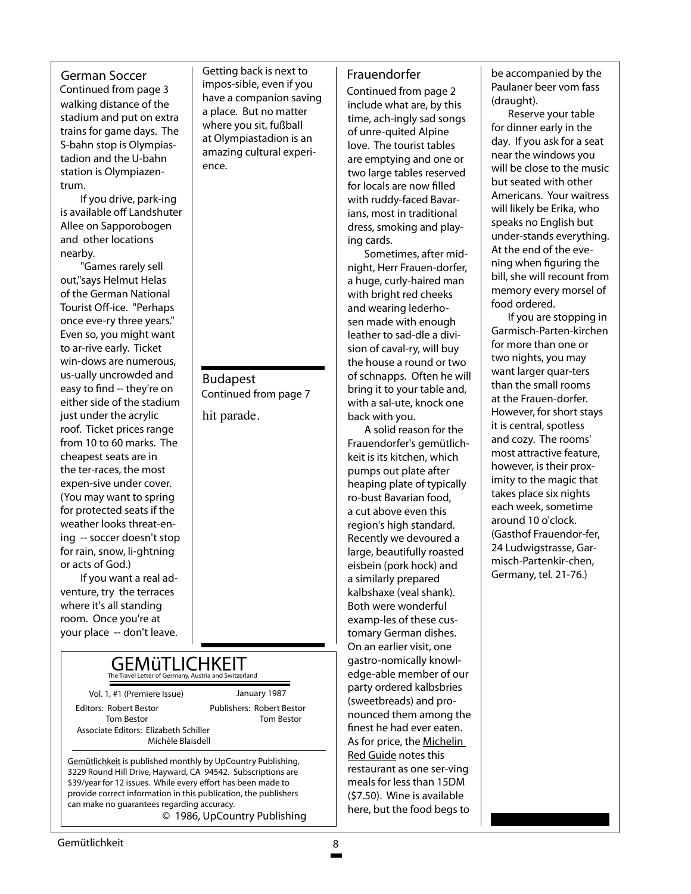## German Soccer

Continued from page 3

walking distance of the stadium and put on extra trains for game days. The S-bahn stop is Olympiastadion and the U-bahn station is Olympiazentrum.

If you drive, park-ing is available off Landshuter Allee on Sapporobogen and other locations nearby.

"Games rarely sell out,"says Helmut Helas of the German National Tourist Off-ice. "Perhaps once eve-ry three years." Even so, you might want to ar-rive early. Ticket win-dows are numerous, us-ually uncrowded and easy to find -- they're on either side of the stadium just under the acrylic roof. Ticket prices range from 10 to 60 marks. The cheapest seats are in the ter-races, the most expen-sive under cover. (You may want to spring for protected seats if the weather looks threat-ening -- soccer doesn't stop for rain, snow, li-ghtning or acts of God.)

If you want a real ad-venture, try the terraces where it's all standing room. Once you're at your place -- don't leave. Getting back is next to impos-sible, even if you have a companion saving a place. But no matter where you sit, fußball at Olympiastadion is an amazing cultural experi-ence.

## Budapest

Continued from page 7

hit parade.

## GEMüTLICHKEIT

The Travel Letter of Germany, Austria and Switzerland

Vol. 1, #1 (Premiere Issue) — January 1987

Editors: Robert Bestor, Tom Bestor
Publishers: Robert Bestor, Tom Bestor
Associate Editors: Elizabeth Schiller, Michèle Blaisdell

Gemütlichkeit is published monthly by UpCountry Publishing, 3229 Round Hill Drive, Hayward, CA 94542. Subscriptions are $39/year for 12 issues. While every effort has been made to provide correct information in this publication, the publishers can make no guarantees regarding accuracy.

© 1986, UpCountry Publishing

## Frauendorfer

Continued from page 2

include what are, by this time, ach-ingly sad songs of unre-quited Alpine love. The tourist tables are emptying and one or two large tables reserved for locals are now filled with ruddy-faced Bavar-ians, most in traditional dress, smoking and play-ing cards.

Sometimes, after mid-night, Herr Frauen-dorfer, a huge, curly-haired man with bright red cheeks and wearing lederho-sen made with enough leather to sad-dle a divi-sion of caval-ry, will buy the house a round or two of schnapps. Often he will bring it to your table and, with a sal-ute, knock one back with you.

A solid reason for the Frauendorfer's gemütlich-keit is its kitchen, which pumps out plate after heaping plate of typically ro-bust Bavarian food, a cut above even this region's high standard. Recently we devoured a large, beautifully roasted eisbein (pork hock) and a similarly prepared kalbshaxe (veal shank). Both were wonderful examp-les of these cus-tomary German dishes. On an earlier visit, one gastro-nomically knowl-edge-able member of our party ordered kalbsbries (sweetbreads) and pro-nounced them among the finest he had ever eaten. As for price, the Michelin Red Guide notes this restaurant as one ser-ving meals for less than 15DM ($7.50). Wine is available here, but the food begs to be accompanied by the Paulaner beer vom fass (draught).

Reserve your table for dinner early in the day. If you ask for a seat near the windows you will be close to the music but seated with other Americans. Your waitress will likely be Erika, who speaks no English but under-stands everything. At the end of the eve-ning when figuring the bill, she will recount from memory every morsel of food ordered.

If you are stopping in Garmisch-Parten-kirchen for more than one or two nights, you may want larger quar-ters than the small rooms at the Frauen-dorfer. However, for short stays it is central, spotless and cozy. The rooms' most attractive feature, however, is their prox-imity to the magic that takes place six nights each week, sometime around 10 o'clock. (Gasthof Frauendor-fer, 24 Ludwigstrasse, Gar-misch-Partenkir-chen, Germany, tel. 21-76.)